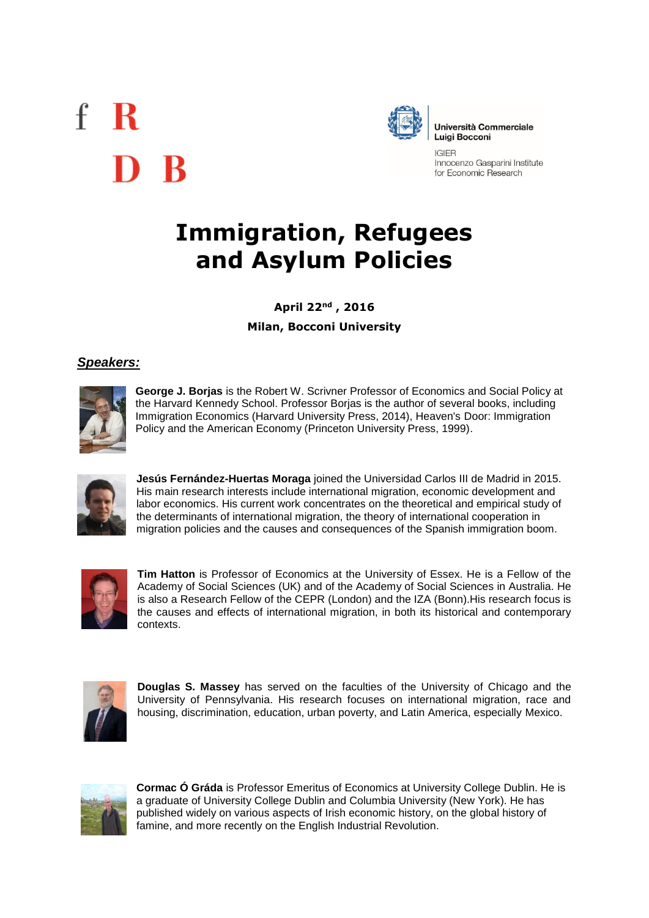f R

D B

**Università Commerciale Luigi Bocconi**

IGIER
Innocenzo Gasparini Institute for Economic Research

# Immigration, Refugees and Asylum Policies

**April 22nd , 2016**

**Milan, Bocconi University**

***Speakers:***

**George J. Borjas** is the Robert W. Scrivner Professor of Economics and Social Policy at the Harvard Kennedy School. Professor Borjas is the author of several books, including Immigration Economics (Harvard University Press, 2014), Heaven's Door: Immigration Policy and the American Economy (Princeton University Press, 1999).

**Jesús Fernández-Huertas Moraga** joined the Universidad Carlos III de Madrid in 2015. His main research interests include international migration, economic development and labor economics. His current work concentrates on the theoretical and empirical study of the determinants of international migration, the theory of international cooperation in migration policies and the causes and consequences of the Spanish immigration boom.

**Tim Hatton** is Professor of Economics at the University of Essex. He is a Fellow of the Academy of Social Sciences (UK) and of the Academy of Social Sciences in Australia. He is also a Research Fellow of the CEPR (London) and the IZA (Bonn).His research focus is the causes and effects of international migration, in both its historical and contemporary contexts.

**Douglas S. Massey** has served on the faculties of the University of Chicago and the University of Pennsylvania. His research focuses on international migration, race and housing, discrimination, education, urban poverty, and Latin America, especially Mexico.

**Cormac Ó Gráda** is Professor Emeritus of Economics at University College Dublin. He is a graduate of University College Dublin and Columbia University (New York). He has published widely on various aspects of Irish economic history, on the global history of famine, and more recently on the English Industrial Revolution.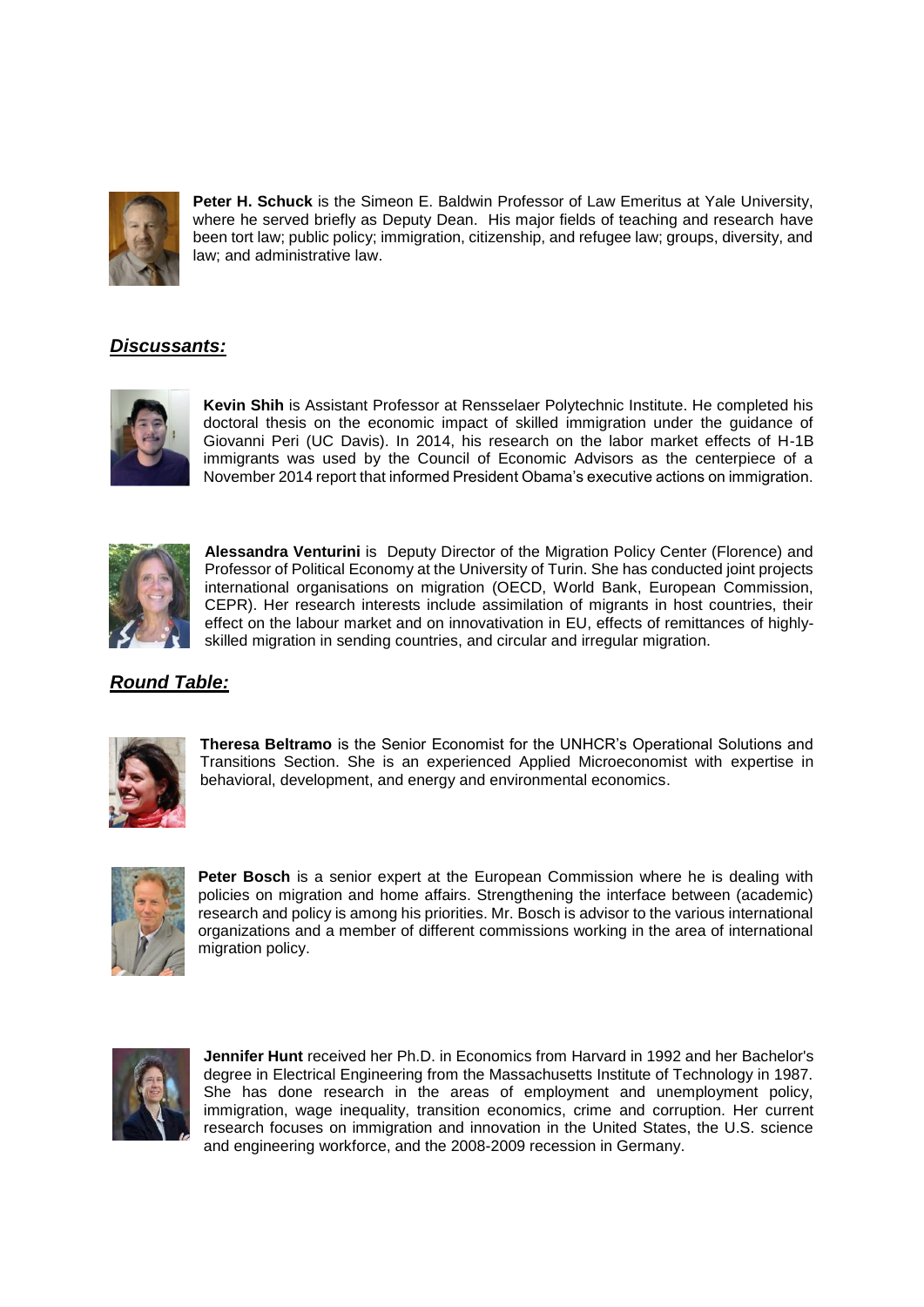**Peter H. Schuck** is the Simeon E. Baldwin Professor of Law Emeritus at Yale University, where he served briefly as Deputy Dean. His major fields of teaching and research have been tort law; public policy; immigration, citizenship, and refugee law; groups, diversity, and law; and administrative law.

## ***Discussants:***

**Kevin Shih** is Assistant Professor at Rensselaer Polytechnic Institute. He completed his doctoral thesis on the economic impact of skilled immigration under the guidance of Giovanni Peri (UC Davis). In 2014, his research on the labor market effects of H-1B immigrants was used by the Council of Economic Advisors as the centerpiece of a November 2014 report that informed President Obama's executive actions on immigration.

**Alessandra Venturini** is Deputy Director of the Migration Policy Center (Florence) and Professor of Political Economy at the University of Turin. She has conducted joint projects international organisations on migration (OECD, World Bank, European Commission, CEPR). Her research interests include assimilation of migrants in host countries, their effect on the labour market and on innovativation in EU, effects of remittances of highly-skilled migration in sending countries, and circular and irregular migration.

## ***Round Table:***

**Theresa Beltramo** is the Senior Economist for the UNHCR's Operational Solutions and Transitions Section. She is an experienced Applied Microeconomist with expertise in behavioral, development, and energy and environmental economics.

**Peter Bosch** is a senior expert at the European Commission where he is dealing with policies on migration and home affairs. Strengthening the interface between (academic) research and policy is among his priorities. Mr. Bosch is advisor to the various international organizations and a member of different commissions working in the area of international migration policy.

**Jennifer Hunt** received her Ph.D. in Economics from Harvard in 1992 and her Bachelor's degree in Electrical Engineering from the Massachusetts Institute of Technology in 1987. She has done research in the areas of employment and unemployment policy, immigration, wage inequality, transition economics, crime and corruption. Her current research focuses on immigration and innovation in the United States, the U.S. science and engineering workforce, and the 2008-2009 recession in Germany.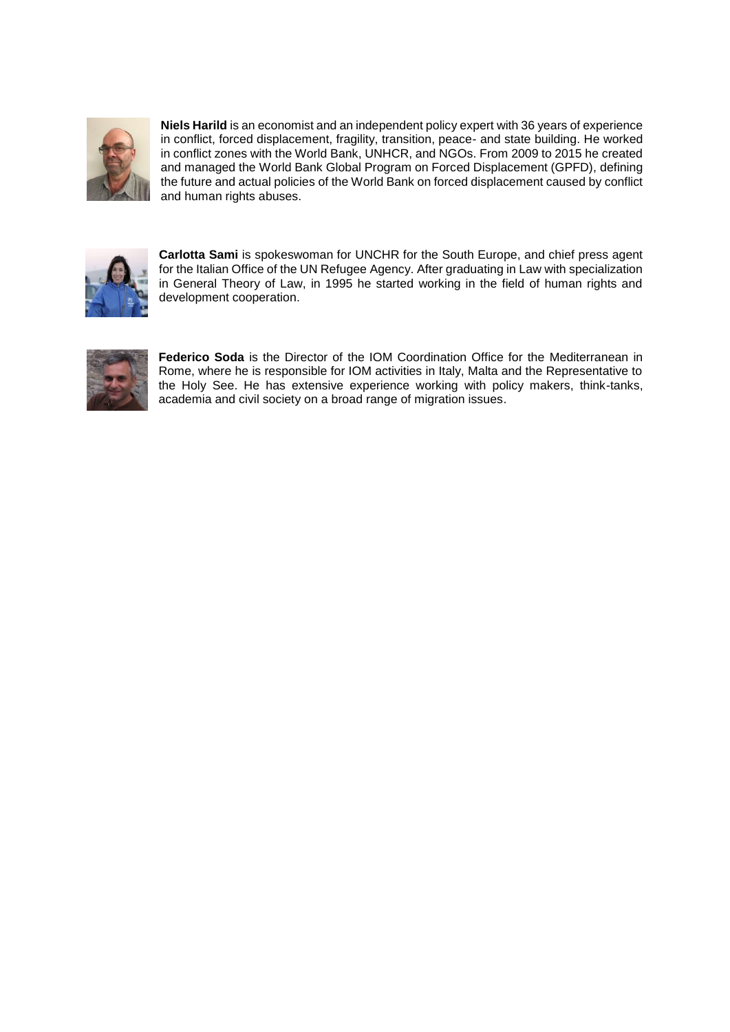**Niels Harild** is an economist and an independent policy expert with 36 years of experience in conflict, forced displacement, fragility, transition, peace- and state building. He worked in conflict zones with the World Bank, UNHCR, and NGOs. From 2009 to 2015 he created and managed the World Bank Global Program on Forced Displacement (GPFD), defining the future and actual policies of the World Bank on forced displacement caused by conflict and human rights abuses.

**Carlotta Sami** is spokeswoman for UNCHR for the South Europe, and chief press agent for the Italian Office of the UN Refugee Agency. After graduating in Law with specialization in General Theory of Law, in 1995 he started working in the field of human rights and development cooperation.

**Federico Soda** is the Director of the IOM Coordination Office for the Mediterranean in Rome, where he is responsible for IOM activities in Italy, Malta and the Representative to the Holy See. He has extensive experience working with policy makers, think-tanks, academia and civil society on a broad range of migration issues.